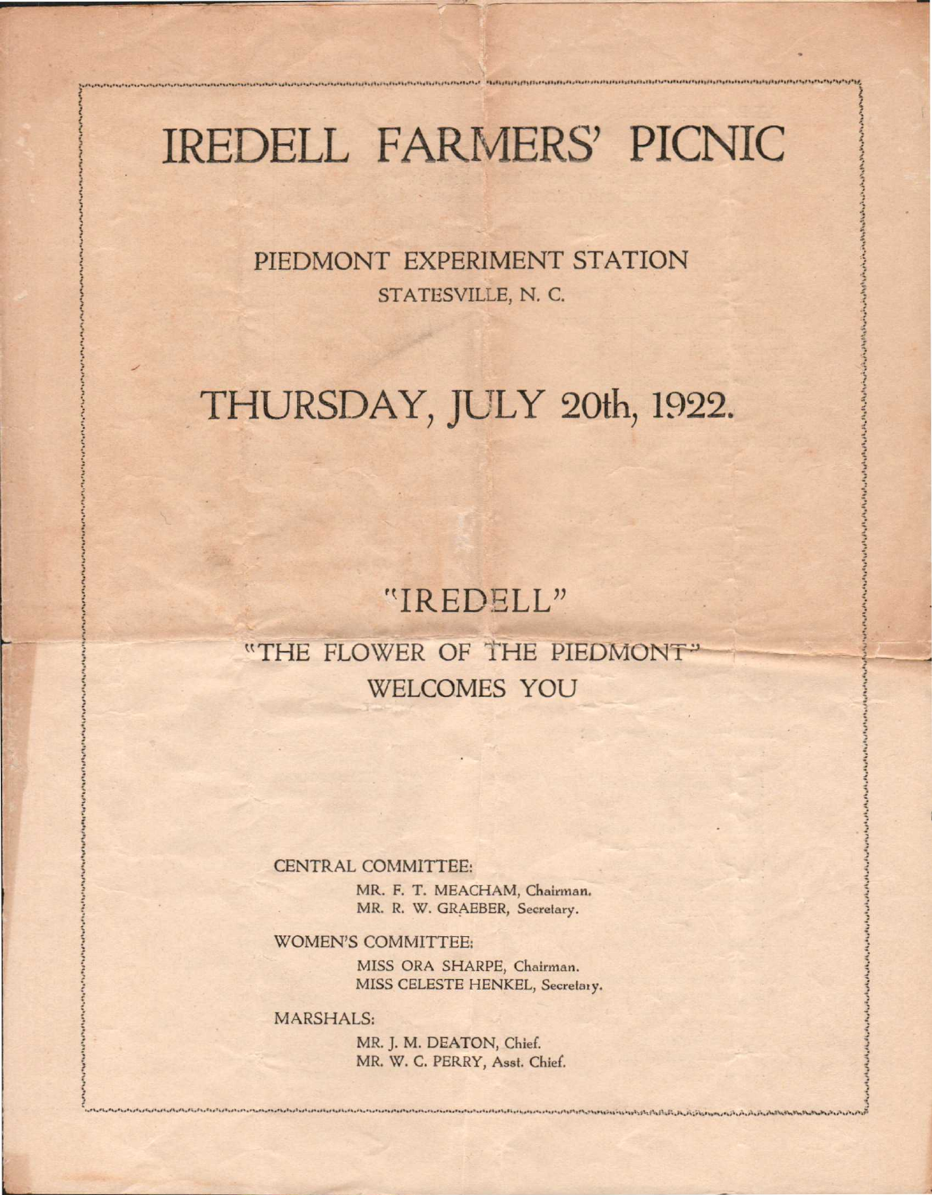# IREDELL FARMERS' PICNIC

## PIEDMONT EXPERIMENT STATION

STATESVILLE, N. C.

# THURSDAY, JULY 20th, 1922.

## "IREDELL"

## "THE FLOWER OF THE PIEDMONT" WELCOMES YOU

CENTRAL COMMITTEE:

MR. F. T. MEACHAM, Chairman.
MR. R. W. GRAEBER, Secretary.

WOMEN'S COMMITTEE:

MISS ORA SHARPE, Chairman.
MISS CELESTE HENKEL, Secretary.

MARSHALS:

MR. J. M. DEATON, Chief.
MR. W. C. PERRY, Asst. Chief.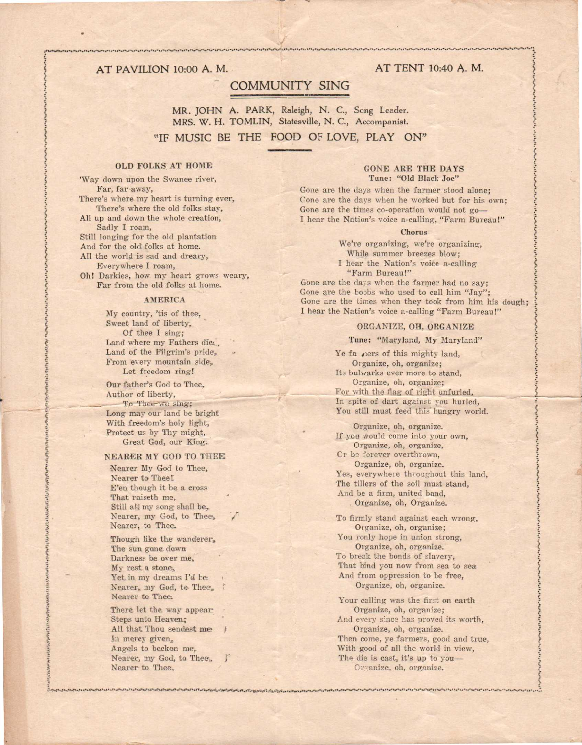AT PAVILION 10:00 A. M. AT TENT 10:40 A. M.

# COMMUNITY SING

MR. JOHN A. PARK, Raleigh, N. C., Song Leader.
MRS. W. H. TOMLIN, Statesville, N. C., Accompanist.

"IF MUSIC BE THE FOOD OF LOVE, PLAY ON"

### OLD FOLKS AT HOME

'Way down upon the Swanee river,
Far, far away,
There's where my heart is turning ever,
There's where the old folks stay,
All up and down the whole creation,
Sadly I roam,
Still longing for the old plantation
And for the old folks at home.
All the world is sad and dreary,
Everywhere I roam,
Oh! Darkies, how my heart grows weary,
Far from the old folks at home.

### AMERICA

My country, 'tis of thee,
Sweet land of liberty,
Of thee I sing;
Land where my Fathers died,
Land of the Pilgrim's pride,
From every mountain side,
Let freedom ring!

Our father's God to Thee,
Author of liberty,
To Thee we sing;
Long may our land be bright
With freedom's holy light,
Protect us by Thy might,
Great God, our King.

### NEARER MY GOD TO THEE

Nearer My God to Thee,
Nearer to Thee!
E'en though it be a cross
That raiseth me,
Still all my song shall be,
Nearer, my God, to Thee,
Nearer, to Thee.

Though like the wanderer,
The sun gone down
Darkness be over me,
My rest a stone,
Yet in my dreams I'd be
Nearer, my God, to Thee,
Nearer to Thee.

There let the way appear
Steps unto Heaven;
All that Thou sendest me
In mercy given,
Angels to beckon me,
Nearer, my God, to Thee,
Nearer to Thee.

### GONE ARE THE DAYS

Tune: "Old Black Joe"

Gone are the days when the farmer stood alone;
Gone are the days when he worked but for his own;
Gone are the times co-operation would not go—
I hear the Nation's voice a-calling, "Farm Bureau!"

**Chorus**

We're organizing, we're organizing,
While summer breezes blow;
I hear the Nation's voice a-calling
"Farm Bureau!"

Gone are the days when the farmer had no say;
Gone are the boobs who used to call him "Jay";
Gone are the times when they took from him his dough;
I hear the Nation's voice a-calling "Farm Bureau!"

### ORGANIZE, OH, ORGANIZE

Tune: "Maryland, My Maryland"

Ye farmers of this mighty land,
Organize, oh, organize;
Its bulwarks ever more to stand,
Organize, oh, organize;
For with the flag of right unfurled,
In spite of dart against you hurled,
You still must feed this hungry world.

Organize, oh, organize.
If you would come into your own,
Organize, oh, organize,
Or be forever overthrown,
Organize, oh, organize.
Yes, everywhere throughout this land,
The tillers of the soil must stand,
And be a firm, united band,
Organize, oh, Organize.

To firmly stand against each wrong,
Organize, oh, organize;
You ronly hope in union strong,
Organize, oh, organize.
To break the bonds of slavery,
That bind you now from sea to sea
And from oppression to be free,
Organize, oh, organize.

Your calling was the first on earth
Organize, oh, organize;
And every since has proved its worth,
Organize, oh, organize.
Then come, ye farmers, good and true,
With good of all the world in view,
The die is cast, it's up to you—
Organize, oh, organize.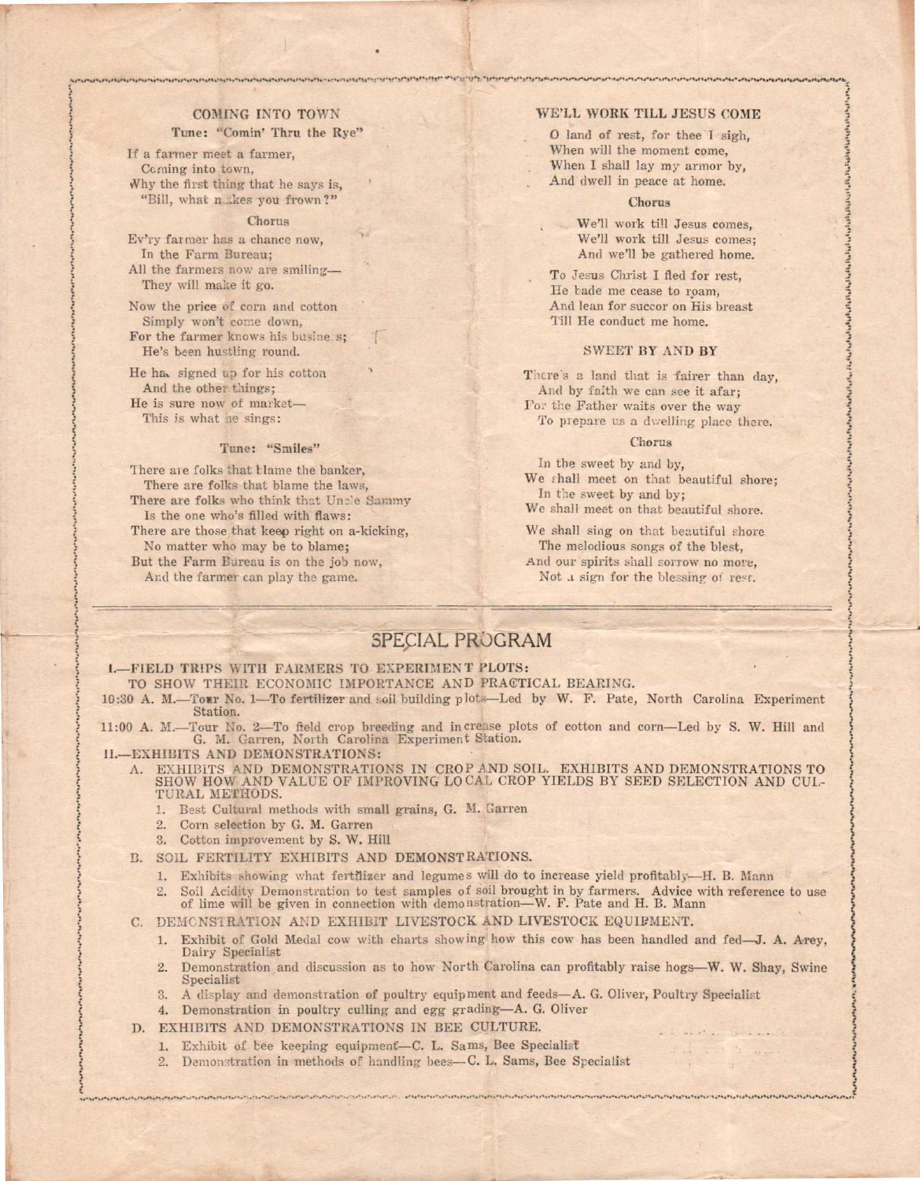## COMING INTO TOWN

Tune: "Comin' Thru the Rye"

If a farmer meet a farmer,
Coming into town,
Why the first thing that he says is,
"Bill, what makes you frown?"

Chorus

Ev'ry farmer has a chance now,
In the Farm Bureau;
All the farmers now are smiling—
They will make it go.

Now the price of corn and cotton
Simply won't come down,
For the farmer knows his business;
He's been hustling round.

He has signed up for his cotton
And the other things;
He is sure now of market—
This is what he sings:

Tune: "Smiles"

There are folks that blame the banker,
There are folks that blame the laws,
There are folks who think that Uncle Sammy
Is the one who's filled with flaws:
There are those that keep right on a-kicking,
No matter who may be to blame;
But the Farm Bureau is on the job now,
And the farmer can play the game.

## WE'LL WORK TILL JESUS COME

O land of rest, for thee I sigh,
When will the moment come,
When I shall lay my armor by,
And dwell in peace at home.

Chorus

We'll work till Jesus comes,
We'll work till Jesus comes;
And we'll be gathered home.

To Jesus Christ I fled for rest,
He bade me cease to roam,
And lean for succor on His breast
Till He conduct me home.

## SWEET BY AND BY

There's a land that is fairer than day,
And by faith we can see it afar;
For the Father waits over the way
To prepare us a dwelling place there.

Chorus

In the sweet by and by,
We shall meet on that beautiful shore;
In the sweet by and by;
We shall meet on that beautiful shore.

We shall sing on that beautiful shore
The melodious songs of the blest,
And our spirits shall sorrow no more,
Not a sign for the blessing of rest.

# SPECIAL PROGRAM

I.—FIELD TRIPS WITH FARMERS TO EXPERIMENT PLOTS:

TO SHOW THEIR ECONOMIC IMPORTANCE AND PRACTICAL BEARING.

10:30 A. M.—Tour No. 1—To fertilizer and soil building plots—Led by W. F. Pate, North Carolina Experiment Station.

11:00 A. M.—Tour No. 2—To field crop breeding and increase plots of cotton and corn—Led by S. W. Hill and G. M. Garren, North Carolina Experiment Station.

II.—EXHIBITS AND DEMONSTRATIONS:

A. EXHIBITS AND DEMONSTRATIONS IN CROP AND SOIL. EXHIBITS AND DEMONSTRATIONS TO SHOW HOW AND VALUE OF IMPROVING LOCAL CROP YIELDS BY SEED SELECTION AND CULTURAL METHODS.

1. Best Cultural methods with small grains, G. M. Garren
2. Corn selection by G. M. Garren
3. Cotton improvement by S. W. Hill

B. SOIL FERTILITY EXHIBITS AND DEMONSTRATIONS.

1. Exhibits showing what fertilizer and legumes will do to increase yield profitably—H. B. Mann
2. Soil Acidity Demonstration to test samples of soil brought in by farmers. Advice with reference to use of lime will be given in connection with demonstration—W. F. Pate and H. B. Mann

C. DEMONSTRATION AND EXHIBIT LIVESTOCK AND LIVESTOCK EQUIPMENT.

1. Exhibit of Gold Medal cow with charts showing how this cow has been handled and fed—J. A. Arey, Dairy Specialist
2. Demonstration and discussion as to how North Carolina can profitably raise hogs—W. W. Shay, Swine Specialist
3. A display and demonstration of poultry equipment and feeds—A. G. Oliver, Poultry Specialist
4. Demonstration in poultry culling and egg grading—A. G. Oliver

D. EXHIBITS AND DEMONSTRATIONS IN BEE CULTURE.

1. Exhibit of bee keeping equipment—C. L. Sams, Bee Specialist
2. Demonstration in methods of handling bees—C. L. Sams, Bee Specialist